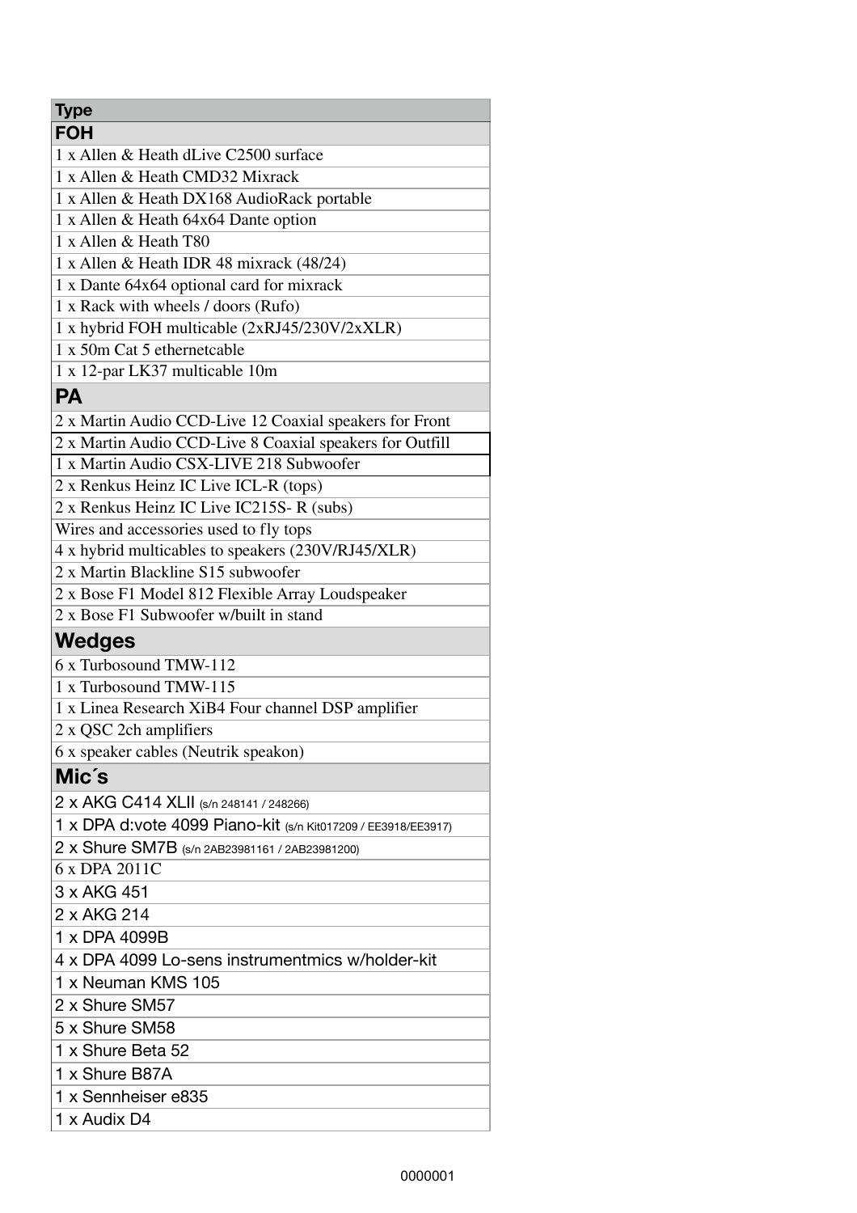| Type |
|---|
| **FOH** |
| 1 x Allen & Heath dLive C2500 surface |
| 1 x Allen & Heath CMD32 Mixrack |
| 1 x Allen & Heath DX168 AudioRack portable |
| 1 x Allen & Heath 64x64 Dante option |
| 1 x Allen & Heath T80 |
| 1 x Allen & Heath IDR 48 mixrack (48/24) |
| 1 x Dante 64x64 optional card for mixrack |
| 1 x Rack with wheels / doors (Rufo) |
| 1 x hybrid FOH multicable (2xRJ45/230V/2xXLR) |
| 1 x 50m Cat 5 ethernetcable |
| 1 x 12-par LK37 multicable 10m |
| **PA** |
| 2 x Martin Audio CCD-Live 12 Coaxial speakers for Front |
| 2 x Martin Audio CCD-Live 8 Coaxial speakers for Outfill |
| 1 x Martin Audio CSX-LIVE 218 Subwoofer |
| 2 x Renkus Heinz IC Live ICL-R (tops) |
| 2 x Renkus Heinz IC Live IC215S- R (subs) |
| Wires and accessories used to fly tops |
| 4 x hybrid multicables to speakers (230V/RJ45/XLR) |
| 2 x Martin Blackline S15 subwoofer |
| 2 x Bose F1 Model 812 Flexible Array Loudspeaker |
| 2 x Bose F1 Subwoofer w/built in stand |
| **Wedges** |
| 6 x Turbosound TMW-112 |
| 1 x Turbosound TMW-115 |
| 1 x Linea Research XiB4 Four channel DSP amplifier |
| 2 x QSC 2ch amplifiers |
| 6 x speaker cables (Neutrik speakon) |
| **Mic´s** |
| 2 x AKG C414 XLII (s/n 248141 / 248266) |
| 1 x DPA d:vote 4099 Piano-kit (s/n Kit017209 / EE3918/EE3917) |
| 2 x Shure SM7B (s/n 2AB23981161 / 2AB23981200) |
| 6 x DPA 2011C |
| 3 x AKG 451 |
| 2 x AKG 214 |
| 1 x DPA 4099B |
| 4 x DPA 4099 Lo-sens instrumentmics w/holder-kit |
| 1 x Neuman KMS 105 |
| 2 x Shure SM57 |
| 5 x Shure SM58 |
| 1 x Shure Beta 52 |
| 1 x Shure B87A |
| 1 x Sennheiser e835 |
| 1 x Audix D4 |

0000001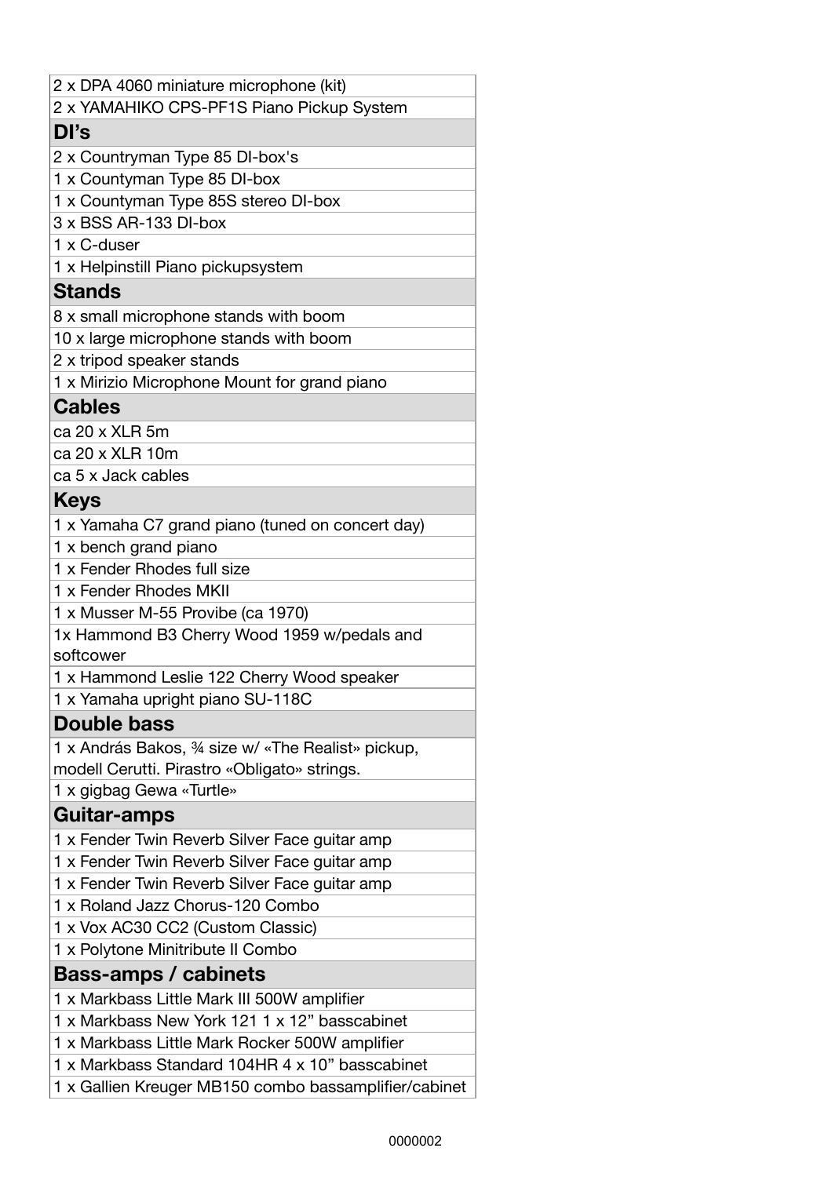| |
|---|
| 2 x DPA 4060 miniature microphone (kit) |
| 2 x YAMAHIKO CPS-PF1S Piano Pickup System |
| **DI's** |
| 2 x Countryman Type 85 DI-box's |
| 1 x Countyman Type 85 DI-box |
| 1 x Countyman Type 85S stereo DI-box |
| 3 x BSS AR-133 DI-box |
| 1 x C-duser |
| 1 x Helpinstill Piano pickupsystem |
| **Stands** |
| 8 x small microphone stands with boom |
| 10 x large microphone stands with boom |
| 2 x tripod speaker stands |
| 1 x Mirizio Microphone Mount for grand piano |
| **Cables** |
| ca 20 x XLR 5m |
| ca 20 x XLR 10m |
| ca 5 x Jack cables |
| **Keys** |
| 1 x Yamaha C7 grand piano (tuned on concert day) |
| 1 x bench grand piano |
| 1 x Fender Rhodes full size |
| 1 x Fender Rhodes MKII |
| 1 x Musser M-55 Provibe (ca 1970) |
| 1x Hammond B3 Cherry Wood 1959 w/pedals and softcower |
| 1 x Hammond Leslie 122 Cherry Wood speaker |
| 1 x Yamaha upright piano SU-118C |
| **Double bass** |
| 1 x András Bakos, ¾ size w/ «The Realist» pickup, modell Cerutti. Pirastro «Obligato» strings. |
| 1 x gigbag Gewa «Turtle» |
| **Guitar-amps** |
| 1 x Fender Twin Reverb Silver Face guitar amp |
| 1 x Fender Twin Reverb Silver Face guitar amp |
| 1 x Fender Twin Reverb Silver Face guitar amp |
| 1 x Roland Jazz Chorus-120 Combo |
| 1 x Vox AC30 CC2 (Custom Classic) |
| 1 x Polytone Minitribute II Combo |
| **Bass-amps / cabinets** |
| 1 x Markbass Little Mark III 500W amplifier |
| 1 x Markbass New York 121 1 x 12" basscabinet |
| 1 x Markbass Little Mark Rocker 500W amplifier |
| 1 x Markbass Standard 104HR 4 x 10" basscabinet |
| 1 x Gallien Kreuger MB150 combo bassamplifier/cabinet |

0000002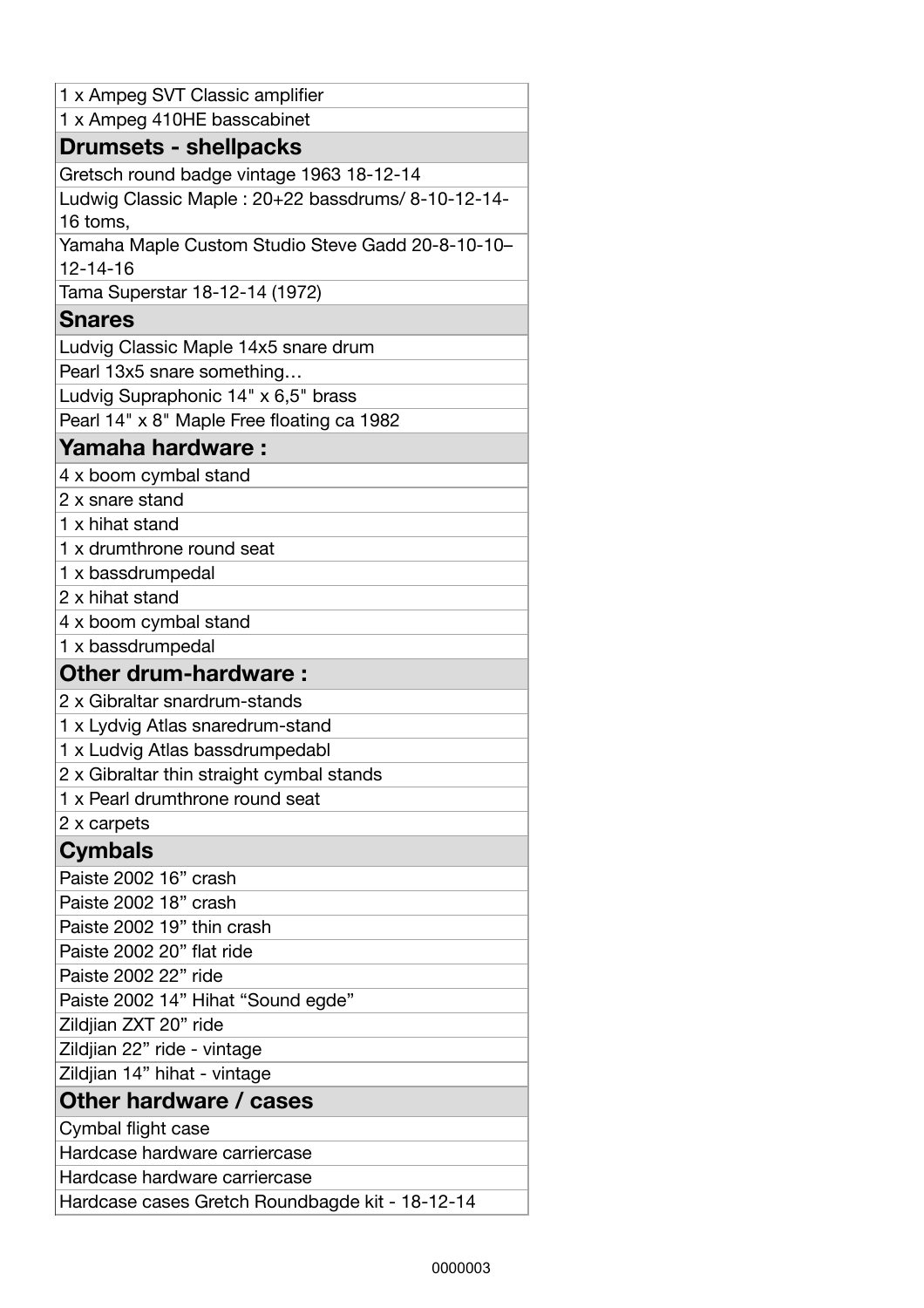| |
|---|
| 1 x Ampeg SVT Classic amplifier |
| 1 x Ampeg 410HE basscabinet |
| **Drumsets - shellpacks** |
| Gretsch round badge vintage 1963 18-12-14 |
| Ludwig Classic Maple : 20+22 bassdrums/ 8-10-12-14-16 toms, |
| Yamaha Maple Custom Studio Steve Gadd 20-8-10-10–12-14-16 |
| Tama Superstar 18-12-14 (1972) |
| **Snares** |
| Ludvig Classic Maple 14x5 snare drum |
| Pearl 13x5 snare something… |
| Ludvig Supraphonic 14" x 6,5" brass |
| Pearl 14" x 8" Maple Free floating ca 1982 |
| **Yamaha hardware :** |
| 4 x boom cymbal stand |
| 2 x snare stand |
| 1 x hihat stand |
| 1 x drumthrone round seat |
| 1 x bassdrumpedal |
| 2 x hihat stand |
| 4 x boom cymbal stand |
| 1 x bassdrumpedal |
| **Other drum-hardware :** |
| 2 x Gibraltar snardrum-stands |
| 1 x Lydvig Atlas snaredrum-stand |
| 1 x Ludvig Atlas bassdrumpedabl |
| 2 x Gibraltar thin straight cymbal stands |
| 1 x Pearl drumthrone round seat |
| 2 x carpets |
| **Cymbals** |
| Paiste 2002 16” crash |
| Paiste 2002 18” crash |
| Paiste 2002 19” thin crash |
| Paiste 2002 20” flat ride |
| Paiste 2002 22” ride |
| Paiste 2002 14” Hihat “Sound egde” |
| Zildjian ZXT 20” ride |
| Zildjian 22” ride - vintage |
| Zildjian 14” hihat - vintage |
| **Other hardware / cases** |
| Cymbal flight case |
| Hardcase hardware carriercase |
| Hardcase hardware carriercase |
| Hardcase cases Gretch Roundbagde kit - 18-12-14 |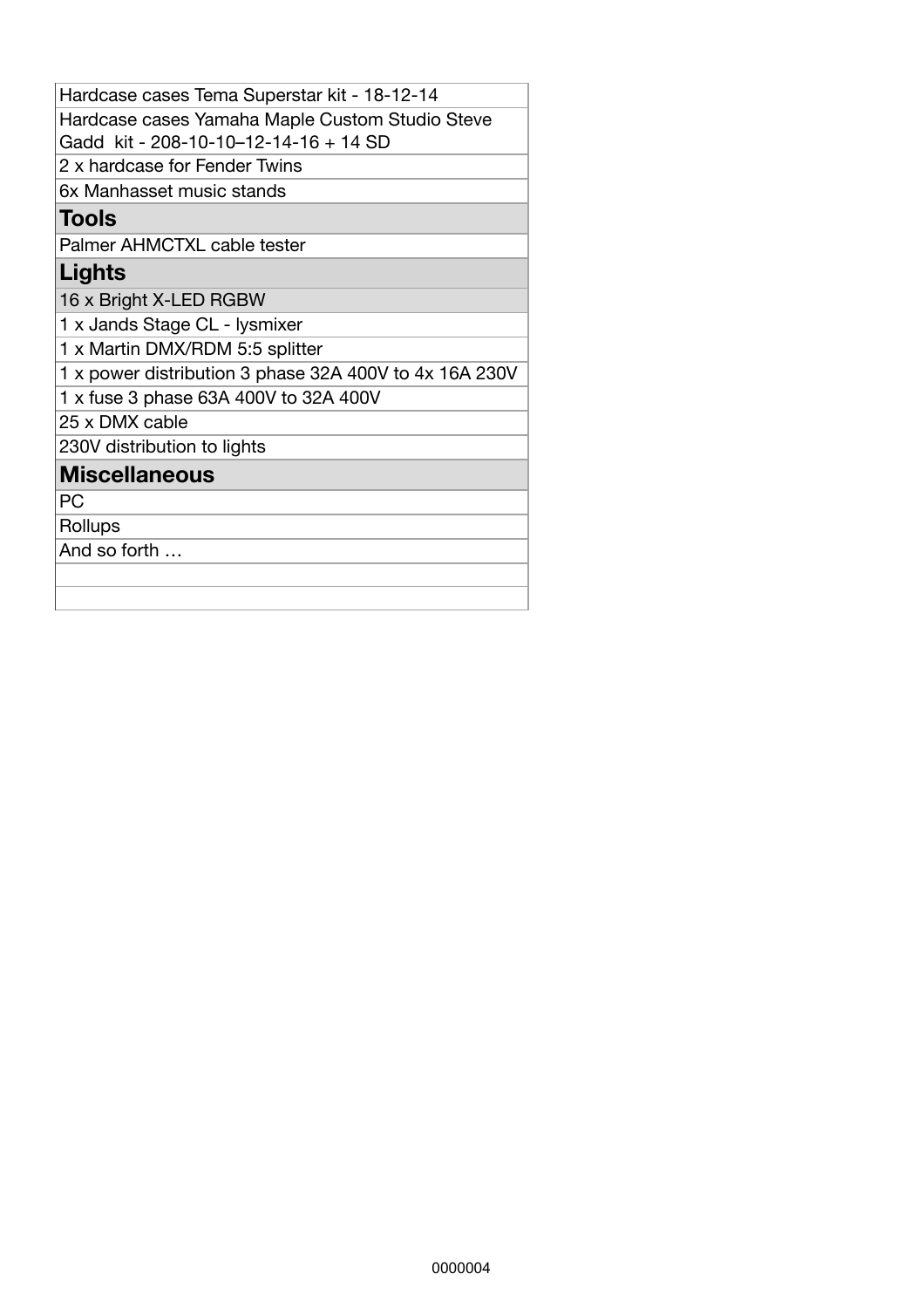| |
|---|
| Hardcase cases Tema Superstar kit - 18-12-14 |
| Hardcase cases Yamaha Maple Custom Studio Steve Gadd kit - 208-10-10–12-14-16 + 14 SD |
| 2 x hardcase for Fender Twins |
| 6x Manhasset music stands |
| **Tools** |
| Palmer AHMCTXL cable tester |
| **Lights** |
| 16 x Bright X-LED RGBW |
| 1 x Jands Stage CL - lysmixer |
| 1 x Martin DMX/RDM 5:5 splitter |
| 1 x power distribution 3 phase 32A 400V to 4x 16A 230V |
| 1 x fuse 3 phase 63A 400V to 32A 400V |
| 25 x DMX cable |
| 230V distribution to lights |
| **Miscellaneous** |
| PC |
| Rollups |
| And so forth … |
| |
| |